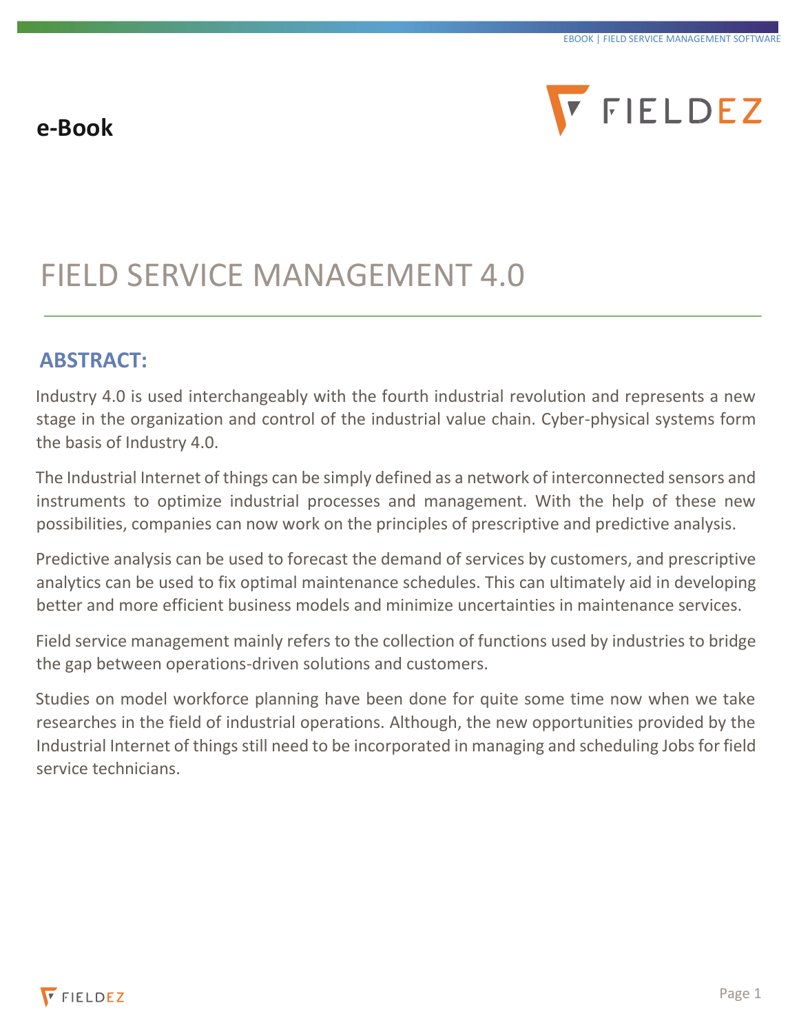**e-Book**

# FIELD SERVICE MANAGEMENT 4.0

## ABSTRACT:

Industry 4.0 is used interchangeably with the fourth industrial revolution and represents a new stage in the organization and control of the industrial value chain. Cyber-physical systems form the basis of Industry 4.0.

The Industrial Internet of things can be simply defined as a network of interconnected sensors and instruments to optimize industrial processes and management. With the help of these new possibilities, companies can now work on the principles of prescriptive and predictive analysis.

Predictive analysis can be used to forecast the demand of services by customers, and prescriptive analytics can be used to fix optimal maintenance schedules. This can ultimately aid in developing better and more efficient business models and minimize uncertainties in maintenance services.

Field service management mainly refers to the collection of functions used by industries to bridge the gap between operations-driven solutions and customers.

Studies on model workforce planning have been done for quite some time now when we take researches in the field of industrial operations. Although, the new opportunities provided by the Industrial Internet of things still need to be incorporated in managing and scheduling Jobs for field service technicians.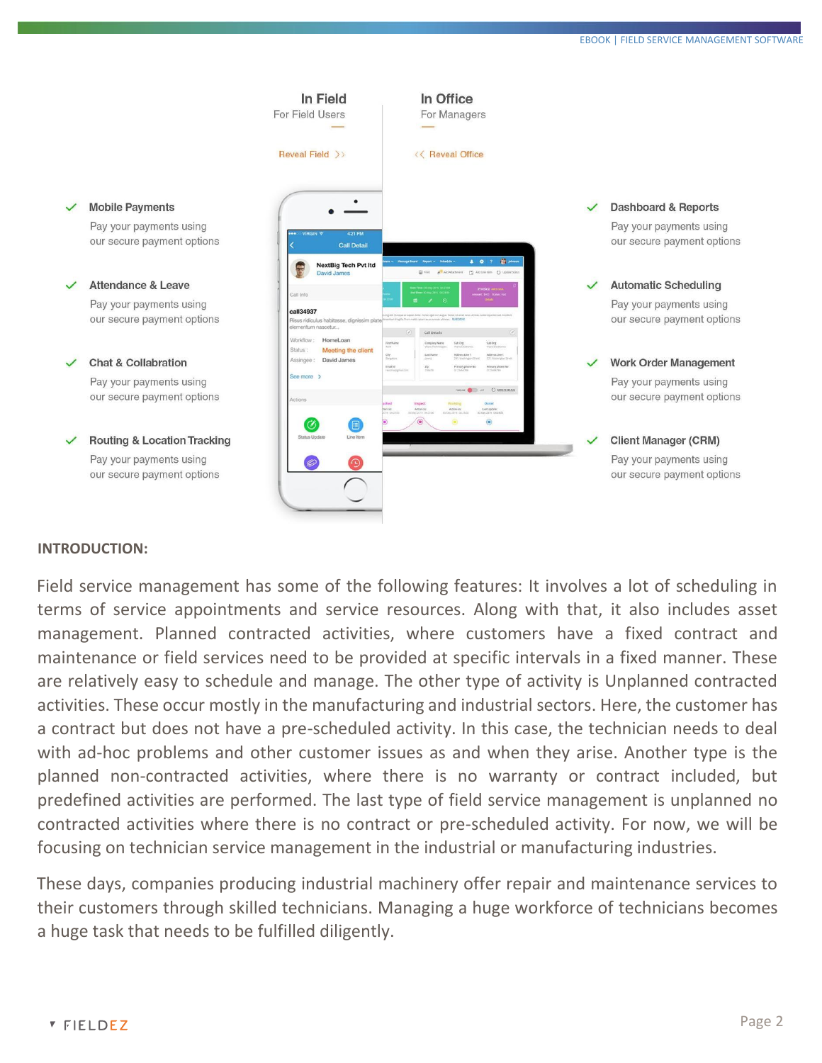In Field
For Field Users

Reveal Field >>

In Office
For Managers

<< Reveal Office

- ✓ **Mobile Payments**
  Pay your payments using our secure payment options
- ✓ **Attendance & Leave**
  Pay your payments using our secure payment options
- ✓ **Chat & Collabration**
  Pay your payments using our secure payment options
- ✓ **Routing & Location Tracking**
  Pay your payments using our secure payment options

- ✓ **Dashboard & Reports**
  Pay your payments using our secure payment options
- ✓ **Automatic Scheduling**
  Pay your payments using our secure payment options
- ✓ **Work Order Management**
  Pay your payments using our secure payment options
- ✓ **Client Manager (CRM)**
  Pay your payments using our secure payment options

**INTRODUCTION:**

Field service management has some of the following features: It involves a lot of scheduling in terms of service appointments and service resources. Along with that, it also includes asset management. Planned contracted activities, where customers have a fixed contract and maintenance or field services need to be provided at specific intervals in a fixed manner. These are relatively easy to schedule and manage. The other type of activity is Unplanned contracted activities. These occur mostly in the manufacturing and industrial sectors. Here, the customer has a contract but does not have a pre-scheduled activity. In this case, the technician needs to deal with ad-hoc problems and other customer issues as and when they arise. Another type is the planned non-contracted activities, where there is no warranty or contract included, but predefined activities are performed. The last type of field service management is unplanned no contracted activities where there is no contract or pre-scheduled activity. For now, we will be focusing on technician service management in the industrial or manufacturing industries.

These days, companies producing industrial machinery offer repair and maintenance services to their customers through skilled technicians. Managing a huge workforce of technicians becomes a huge task that needs to be fulfilled diligently.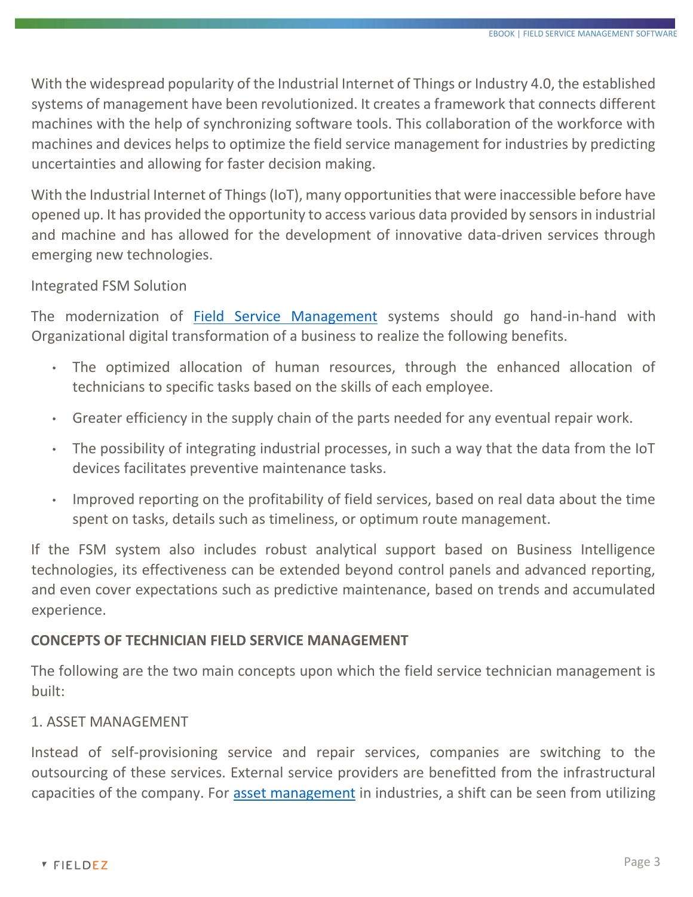With the widespread popularity of the Industrial Internet of Things or Industry 4.0, the established systems of management have been revolutionized. It creates a framework that connects different machines with the help of synchronizing software tools. This collaboration of the workforce with machines and devices helps to optimize the field service management for industries by predicting uncertainties and allowing for faster decision making.

With the Industrial Internet of Things (IoT), many opportunities that were inaccessible before have opened up. It has provided the opportunity to access various data provided by sensors in industrial and machine and has allowed for the development of innovative data-driven services through emerging new technologies.

Integrated FSM Solution

The modernization of [Field Service Management]() systems should go hand-in-hand with Organizational digital transformation of a business to realize the following benefits.

- The optimized allocation of human resources, through the enhanced allocation of technicians to specific tasks based on the skills of each employee.
- Greater efficiency in the supply chain of the parts needed for any eventual repair work.
- The possibility of integrating industrial processes, in such a way that the data from the IoT devices facilitates preventive maintenance tasks.
- Improved reporting on the profitability of field services, based on real data about the time spent on tasks, details such as timeliness, or optimum route management.

If the FSM system also includes robust analytical support based on Business Intelligence technologies, its effectiveness can be extended beyond control panels and advanced reporting, and even cover expectations such as predictive maintenance, based on trends and accumulated experience.

## CONCEPTS OF TECHNICIAN FIELD SERVICE MANAGEMENT

The following are the two main concepts upon which the field service technician management is built:

### 1. ASSET MANAGEMENT

Instead of self-provisioning service and repair services, companies are switching to the outsourcing of these services. External service providers are benefitted from the infrastructural capacities of the company. For [asset management]() in industries, a shift can be seen from utilizing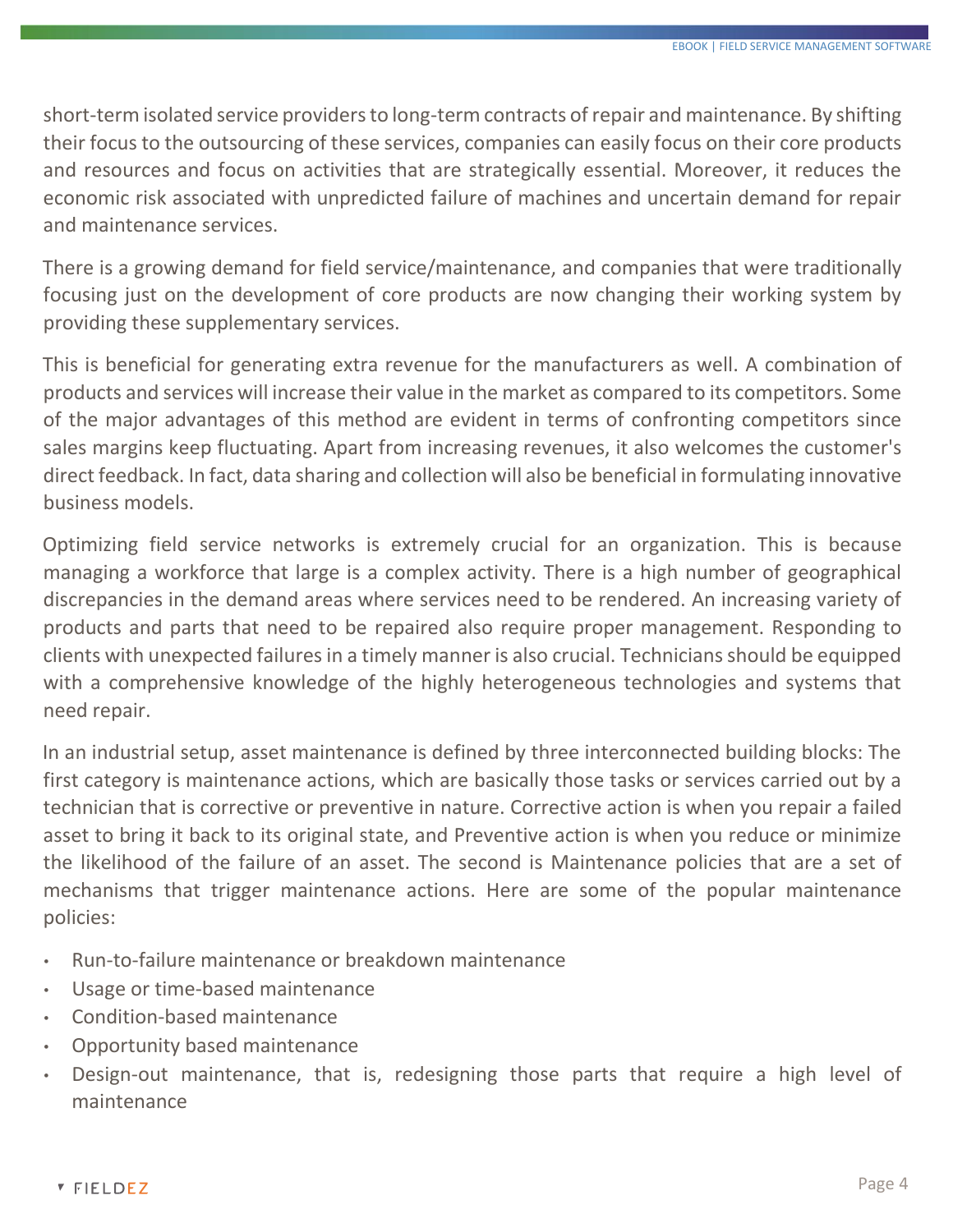short-term isolated service providers to long-term contracts of repair and maintenance. By shifting their focus to the outsourcing of these services, companies can easily focus on their core products and resources and focus on activities that are strategically essential. Moreover, it reduces the economic risk associated with unpredicted failure of machines and uncertain demand for repair and maintenance services.

There is a growing demand for field service/maintenance, and companies that were traditionally focusing just on the development of core products are now changing their working system by providing these supplementary services.

This is beneficial for generating extra revenue for the manufacturers as well. A combination of products and services will increase their value in the market as compared to its competitors. Some of the major advantages of this method are evident in terms of confronting competitors since sales margins keep fluctuating. Apart from increasing revenues, it also welcomes the customer's direct feedback. In fact, data sharing and collection will also be beneficial in formulating innovative business models.

Optimizing field service networks is extremely crucial for an organization. This is because managing a workforce that large is a complex activity. There is a high number of geographical discrepancies in the demand areas where services need to be rendered. An increasing variety of products and parts that need to be repaired also require proper management. Responding to clients with unexpected failures in a timely manner is also crucial. Technicians should be equipped with a comprehensive knowledge of the highly heterogeneous technologies and systems that need repair.

In an industrial setup, asset maintenance is defined by three interconnected building blocks: The first category is maintenance actions, which are basically those tasks or services carried out by a technician that is corrective or preventive in nature. Corrective action is when you repair a failed asset to bring it back to its original state, and Preventive action is when you reduce or minimize the likelihood of the failure of an asset. The second is Maintenance policies that are a set of mechanisms that trigger maintenance actions. Here are some of the popular maintenance policies:

- Run-to-failure maintenance or breakdown maintenance
- Usage or time-based maintenance
- Condition-based maintenance
- Opportunity based maintenance
- Design-out maintenance, that is, redesigning those parts that require a high level of maintenance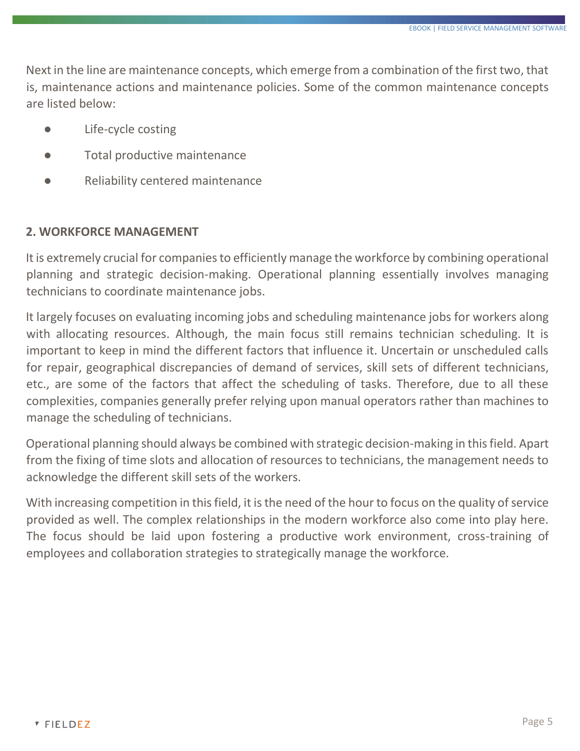Next in the line are maintenance concepts, which emerge from a combination of the first two, that is, maintenance actions and maintenance policies. Some of the common maintenance concepts are listed below:

- Life-cycle costing
- Total productive maintenance
- Reliability centered maintenance

## 2. WORKFORCE MANAGEMENT

It is extremely crucial for companies to efficiently manage the workforce by combining operational planning and strategic decision-making. Operational planning essentially involves managing technicians to coordinate maintenance jobs.

It largely focuses on evaluating incoming jobs and scheduling maintenance jobs for workers along with allocating resources. Although, the main focus still remains technician scheduling. It is important to keep in mind the different factors that influence it. Uncertain or unscheduled calls for repair, geographical discrepancies of demand of services, skill sets of different technicians, etc., are some of the factors that affect the scheduling of tasks. Therefore, due to all these complexities, companies generally prefer relying upon manual operators rather than machines to manage the scheduling of technicians.

Operational planning should always be combined with strategic decision-making in this field. Apart from the fixing of time slots and allocation of resources to technicians, the management needs to acknowledge the different skill sets of the workers.

With increasing competition in this field, it is the need of the hour to focus on the quality of service provided as well. The complex relationships in the modern workforce also come into play here. The focus should be laid upon fostering a productive work environment, cross-training of employees and collaboration strategies to strategically manage the workforce.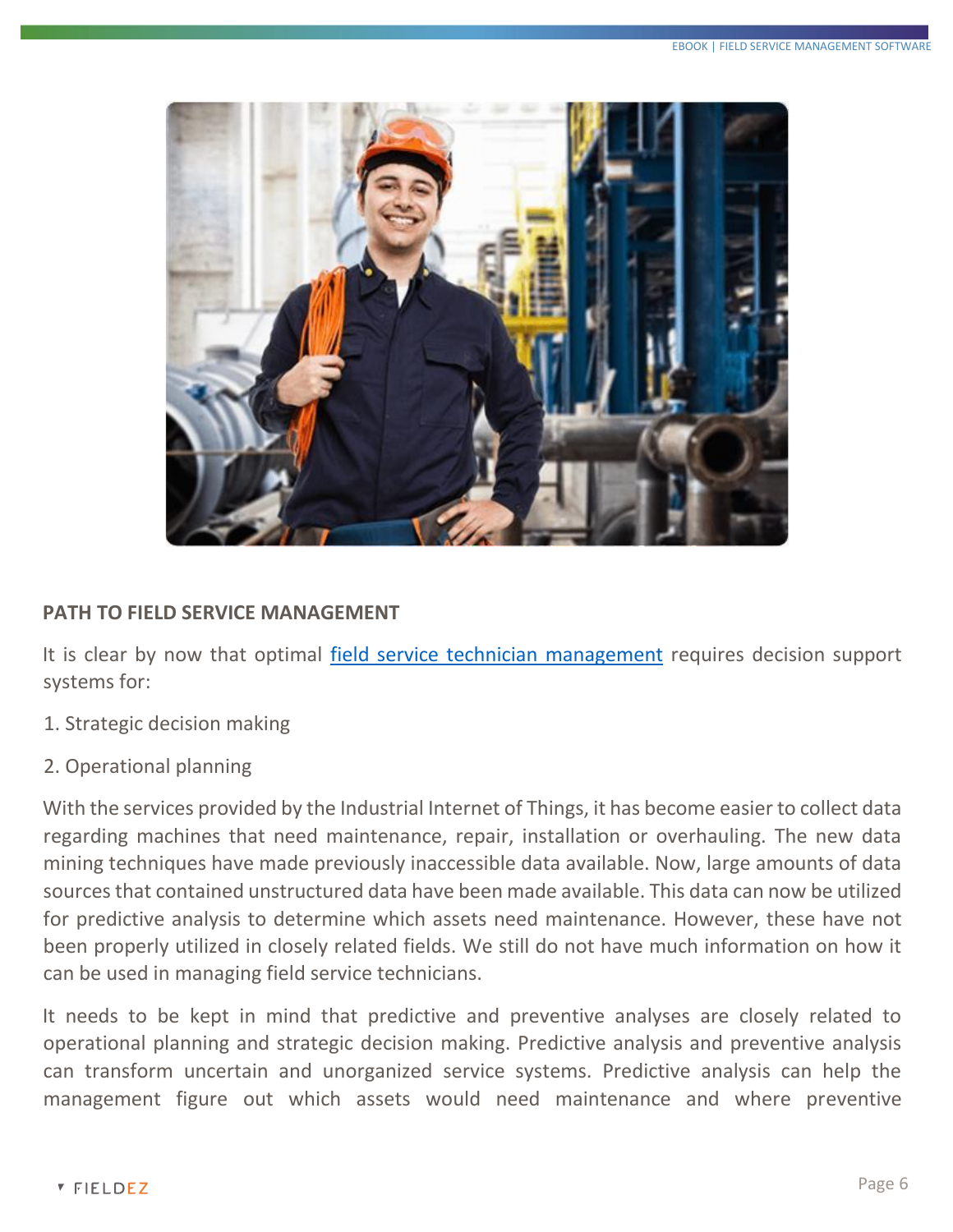## PATH TO FIELD SERVICE MANAGEMENT

It is clear by now that optimal field service technician management requires decision support systems for:

1. Strategic decision making
2. Operational planning

With the services provided by the Industrial Internet of Things, it has become easier to collect data regarding machines that need maintenance, repair, installation or overhauling. The new data mining techniques have made previously inaccessible data available. Now, large amounts of data sources that contained unstructured data have been made available. This data can now be utilized for predictive analysis to determine which assets need maintenance. However, these have not been properly utilized in closely related fields. We still do not have much information on how it can be used in managing field service technicians.

It needs to be kept in mind that predictive and preventive analyses are closely related to operational planning and strategic decision making. Predictive analysis and preventive analysis can transform uncertain and unorganized service systems. Predictive analysis can help the management figure out which assets would need maintenance and where preventive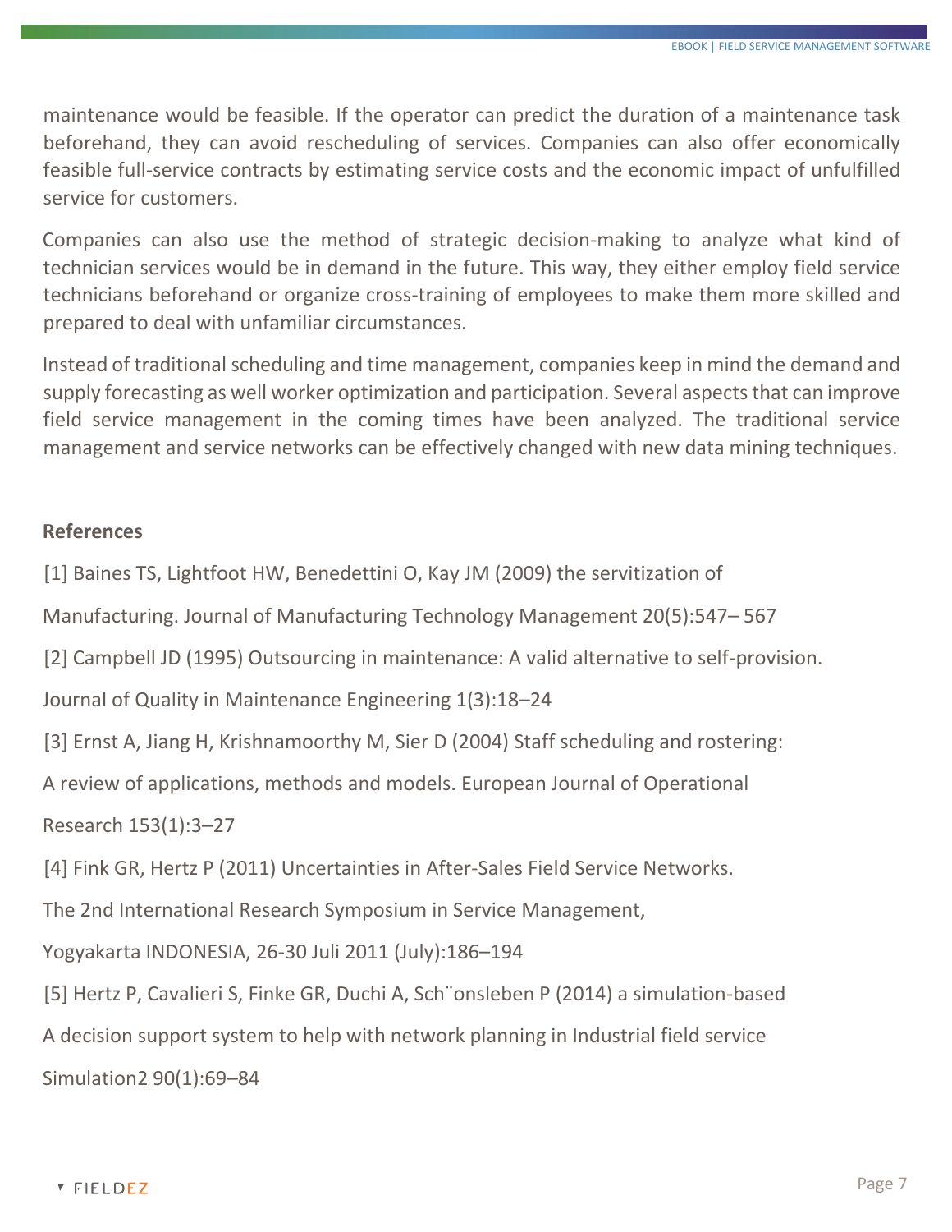maintenance would be feasible. If the operator can predict the duration of a maintenance task beforehand, they can avoid rescheduling of services. Companies can also offer economically feasible full-service contracts by estimating service costs and the economic impact of unfulfilled service for customers.

Companies can also use the method of strategic decision-making to analyze what kind of technician services would be in demand in the future. This way, they either employ field service technicians beforehand or organize cross-training of employees to make them more skilled and prepared to deal with unfamiliar circumstances.

Instead of traditional scheduling and time management, companies keep in mind the demand and supply forecasting as well worker optimization and participation. Several aspects that can improve field service management in the coming times have been analyzed. The traditional service management and service networks can be effectively changed with new data mining techniques.

**References**

[1] Baines TS, Lightfoot HW, Benedettini O, Kay JM (2009) the servitization of

Manufacturing. Journal of Manufacturing Technology Management 20(5):547– 567

[2] Campbell JD (1995) Outsourcing in maintenance: A valid alternative to self-provision.

Journal of Quality in Maintenance Engineering 1(3):18–24

[3] Ernst A, Jiang H, Krishnamoorthy M, Sier D (2004) Staff scheduling and rostering:

A review of applications, methods and models. European Journal of Operational

Research 153(1):3–27

[4] Fink GR, Hertz P (2011) Uncertainties in After-Sales Field Service Networks.

The 2nd International Research Symposium in Service Management,

Yogyakarta INDONESIA, 26-30 Juli 2011 (July):186–194

[5] Hertz P, Cavalieri S, Finke GR, Duchi A, Sch¨onsleben P (2014) a simulation-based

A decision support system to help with network planning in Industrial field service

Simulation2 90(1):69–84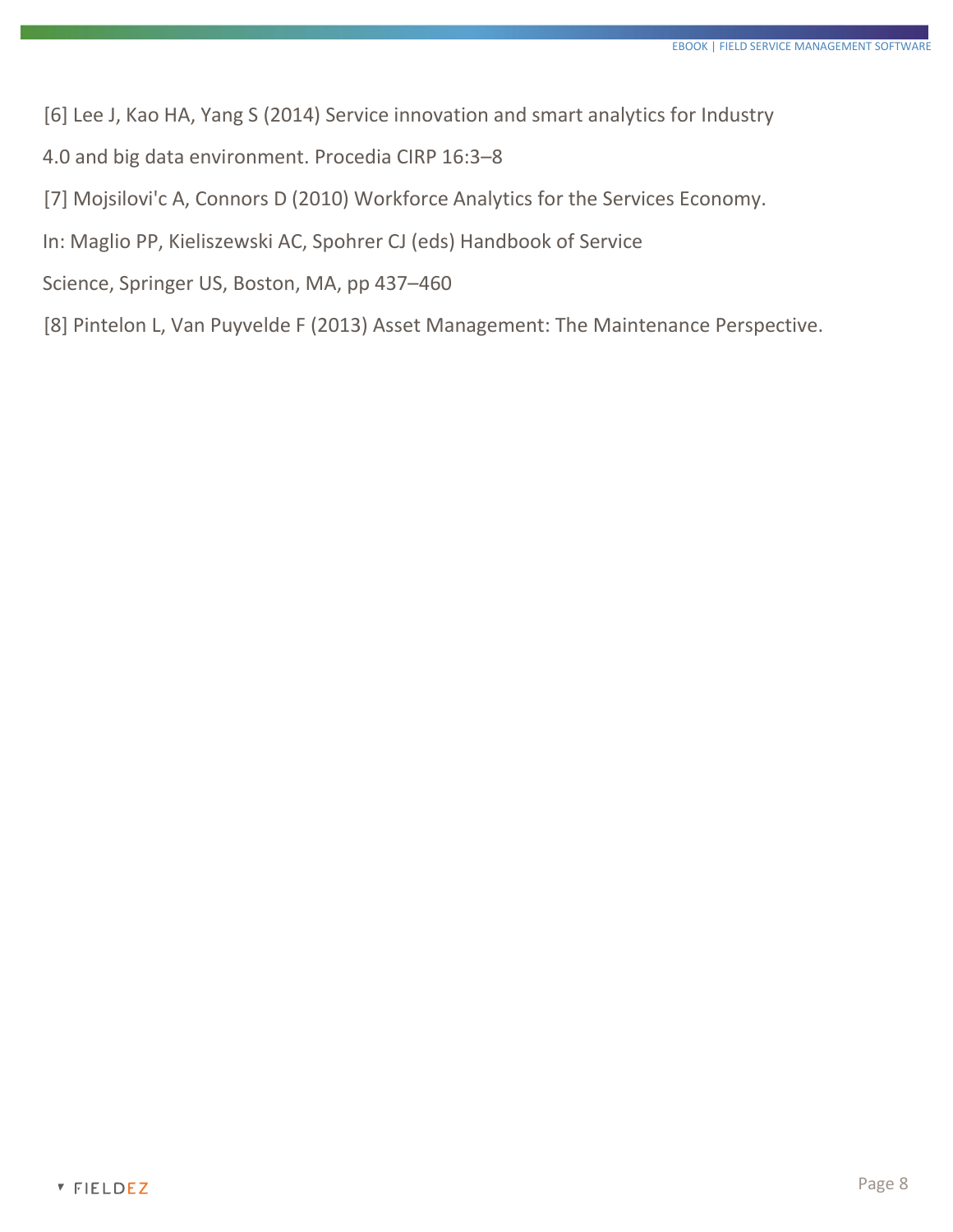[6] Lee J, Kao HA, Yang S (2014) Service innovation and smart analytics for Industry 4.0 and big data environment. Procedia CIRP 16:3–8

[7] Mojsilovi'c A, Connors D (2010) Workforce Analytics for the Services Economy. In: Maglio PP, Kieliszewski AC, Spohrer CJ (eds) Handbook of Service Science, Springer US, Boston, MA, pp 437–460

[8] Pintelon L, Van Puyvelde F (2013) Asset Management: The Maintenance Perspective.